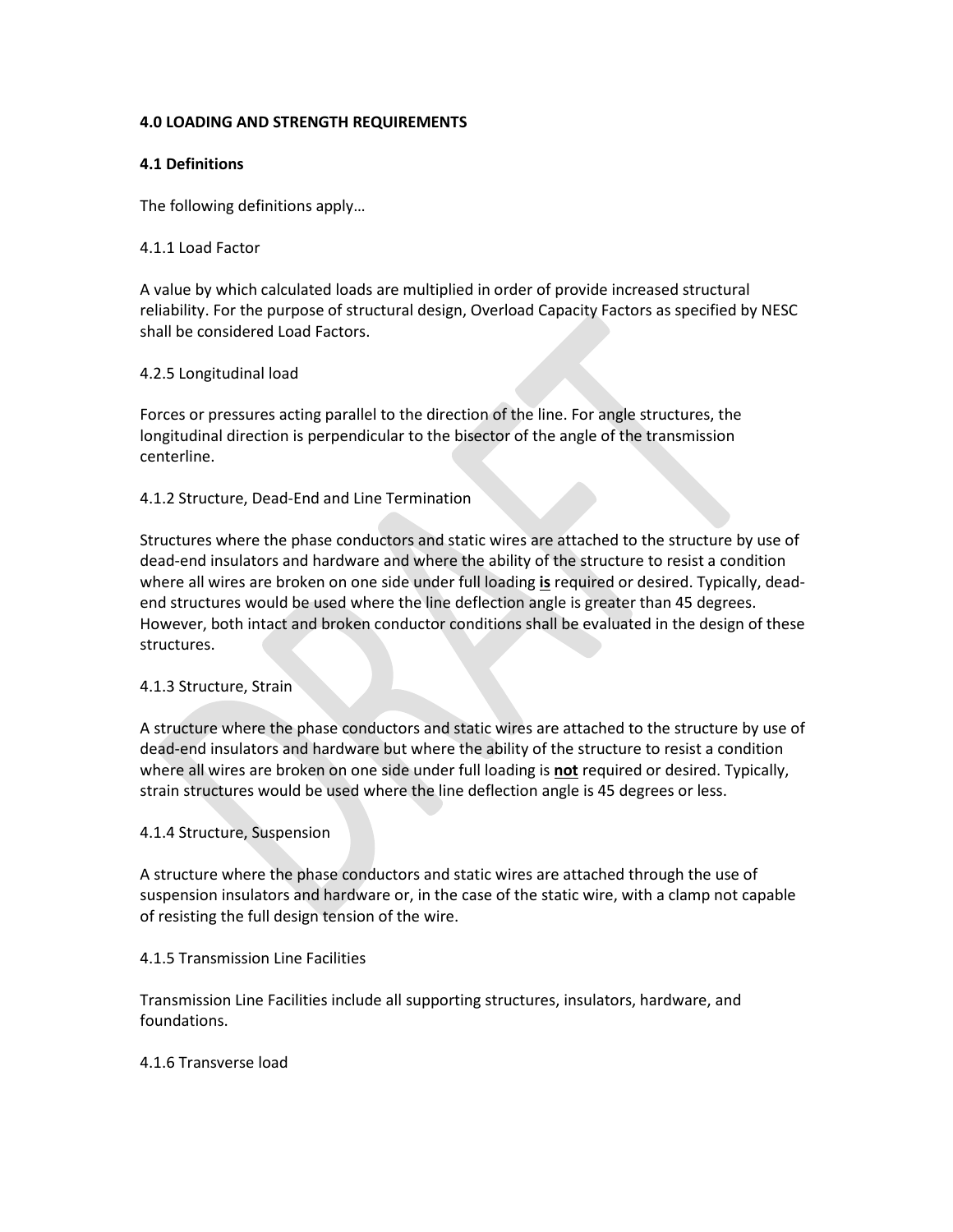**4.0 LOADING AND STRENGTH REQUIREMENTS**

**4.1 Definitions**

The following definitions apply…

4.1.1 Load Factor

A value by which calculated loads are multiplied in order of provide increased structural reliability. For the purpose of structural design, Overload Capacity Factors as specified by NESC shall be considered Load Factors.

4.2.5 Longitudinal load

Forces or pressures acting parallel to the direction of the line. For angle structures, the longitudinal direction is perpendicular to the bisector of the angle of the transmission centerline.

4.1.2 Structure, Dead-End and Line Termination

Structures where the phase conductors and static wires are attached to the structure by use of dead-end insulators and hardware and where the ability of the structure to resist a condition where all wires are broken on one side under full loading **<u>is</u>** required or desired. Typically, dead-end structures would be used where the line deflection angle is greater than 45 degrees. However, both intact and broken conductor conditions shall be evaluated in the design of these structures.

4.1.3 Structure, Strain

A structure where the phase conductors and static wires are attached to the structure by use of dead-end insulators and hardware but where the ability of the structure to resist a condition where all wires are broken on one side under full loading is **<u>not</u>** required or desired. Typically, strain structures would be used where the line deflection angle is 45 degrees or less.

4.1.4 Structure, Suspension

A structure where the phase conductors and static wires are attached through the use of suspension insulators and hardware or, in the case of the static wire, with a clamp not capable of resisting the full design tension of the wire.

4.1.5 Transmission Line Facilities

Transmission Line Facilities include all supporting structures, insulators, hardware, and foundations.

4.1.6 Transverse load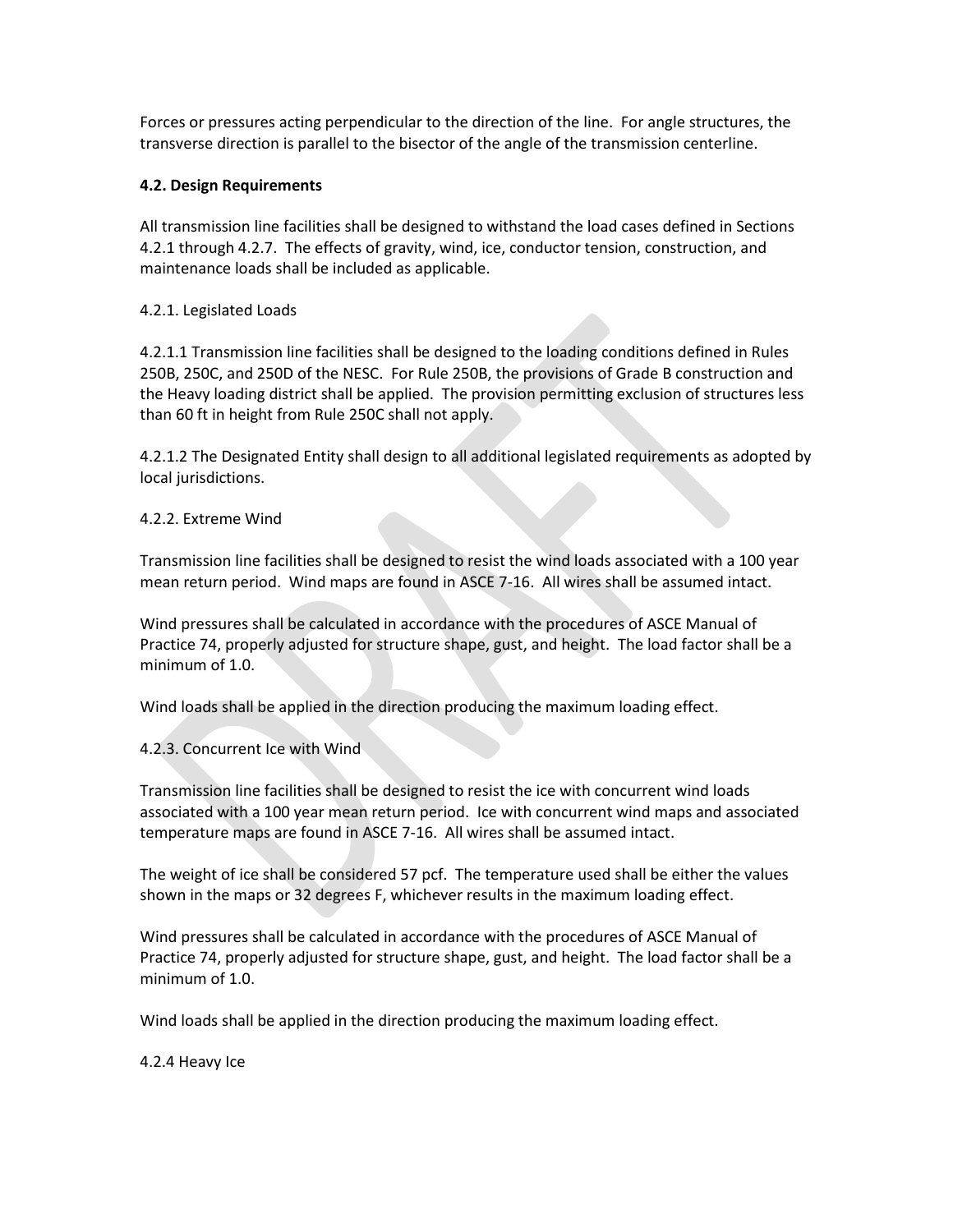Forces or pressures acting perpendicular to the direction of the line. For angle structures, the transverse direction is parallel to the bisector of the angle of the transmission centerline.

**4.2. Design Requirements**

All transmission line facilities shall be designed to withstand the load cases defined in Sections 4.2.1 through 4.2.7. The effects of gravity, wind, ice, conductor tension, construction, and maintenance loads shall be included as applicable.

4.2.1. Legislated Loads

4.2.1.1 Transmission line facilities shall be designed to the loading conditions defined in Rules 250B, 250C, and 250D of the NESC. For Rule 250B, the provisions of Grade B construction and the Heavy loading district shall be applied. The provision permitting exclusion of structures less than 60 ft in height from Rule 250C shall not apply.

4.2.1.2 The Designated Entity shall design to all additional legislated requirements as adopted by local jurisdictions.

4.2.2. Extreme Wind

Transmission line facilities shall be designed to resist the wind loads associated with a 100 year mean return period. Wind maps are found in ASCE 7-16. All wires shall be assumed intact.

Wind pressures shall be calculated in accordance with the procedures of ASCE Manual of Practice 74, properly adjusted for structure shape, gust, and height. The load factor shall be a minimum of 1.0.

Wind loads shall be applied in the direction producing the maximum loading effect.

4.2.3. Concurrent Ice with Wind

Transmission line facilities shall be designed to resist the ice with concurrent wind loads associated with a 100 year mean return period. Ice with concurrent wind maps and associated temperature maps are found in ASCE 7-16. All wires shall be assumed intact.

The weight of ice shall be considered 57 pcf. The temperature used shall be either the values shown in the maps or 32 degrees F, whichever results in the maximum loading effect.

Wind pressures shall be calculated in accordance with the procedures of ASCE Manual of Practice 74, properly adjusted for structure shape, gust, and height. The load factor shall be a minimum of 1.0.

Wind loads shall be applied in the direction producing the maximum loading effect.

4.2.4 Heavy Ice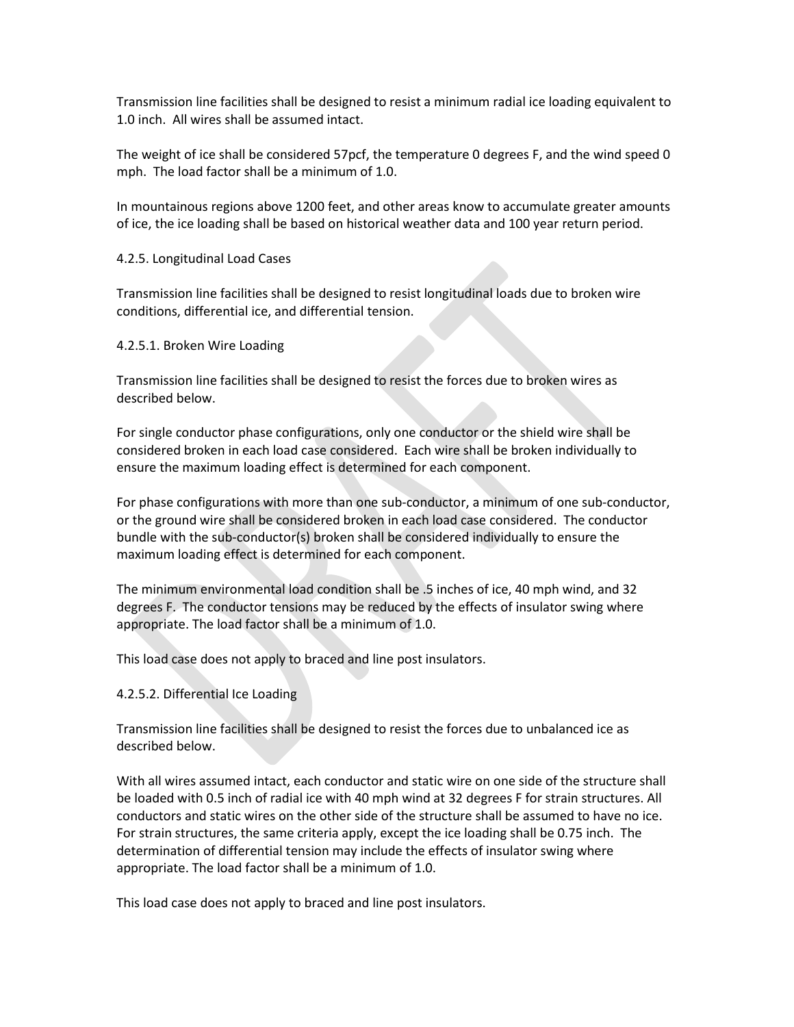Transmission line facilities shall be designed to resist a minimum radial ice loading equivalent to 1.0 inch. All wires shall be assumed intact.

The weight of ice shall be considered 57pcf, the temperature 0 degrees F, and the wind speed 0 mph. The load factor shall be a minimum of 1.0.

In mountainous regions above 1200 feet, and other areas know to accumulate greater amounts of ice, the ice loading shall be based on historical weather data and 100 year return period.

4.2.5. Longitudinal Load Cases

Transmission line facilities shall be designed to resist longitudinal loads due to broken wire conditions, differential ice, and differential tension.

4.2.5.1. Broken Wire Loading

Transmission line facilities shall be designed to resist the forces due to broken wires as described below.

For single conductor phase configurations, only one conductor or the shield wire shall be considered broken in each load case considered. Each wire shall be broken individually to ensure the maximum loading effect is determined for each component.

For phase configurations with more than one sub-conductor, a minimum of one sub-conductor, or the ground wire shall be considered broken in each load case considered. The conductor bundle with the sub-conductor(s) broken shall be considered individually to ensure the maximum loading effect is determined for each component.

The minimum environmental load condition shall be .5 inches of ice, 40 mph wind, and 32 degrees F. The conductor tensions may be reduced by the effects of insulator swing where appropriate. The load factor shall be a minimum of 1.0.

This load case does not apply to braced and line post insulators.

4.2.5.2. Differential Ice Loading

Transmission line facilities shall be designed to resist the forces due to unbalanced ice as described below.

With all wires assumed intact, each conductor and static wire on one side of the structure shall be loaded with 0.5 inch of radial ice with 40 mph wind at 32 degrees F for strain structures. All conductors and static wires on the other side of the structure shall be assumed to have no ice. For strain structures, the same criteria apply, except the ice loading shall be 0.75 inch. The determination of differential tension may include the effects of insulator swing where appropriate. The load factor shall be a minimum of 1.0.

This load case does not apply to braced and line post insulators.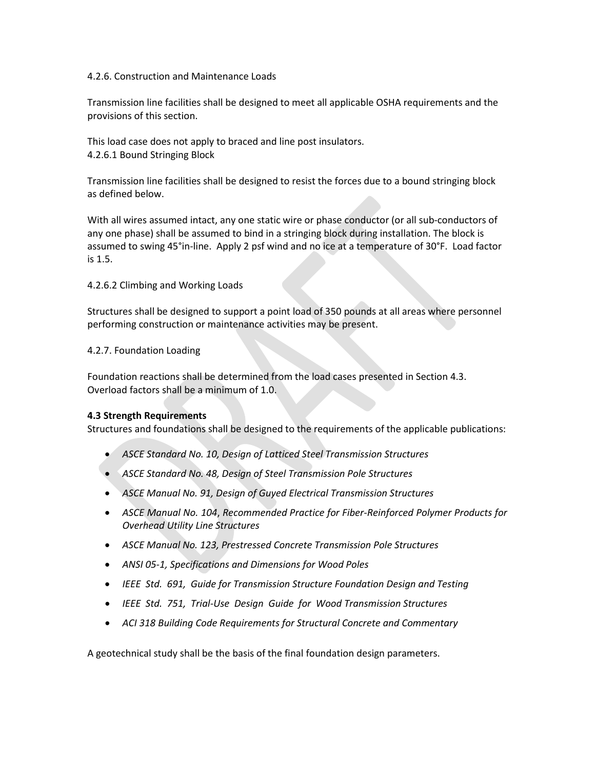4.2.6. Construction and Maintenance Loads

Transmission line facilities shall be designed to meet all applicable OSHA requirements and the provisions of this section.

This load case does not apply to braced and line post insulators.

4.2.6.1 Bound Stringing Block

Transmission line facilities shall be designed to resist the forces due to a bound stringing block as defined below.

With all wires assumed intact, any one static wire or phase conductor (or all sub-conductors of any one phase) shall be assumed to bind in a stringing block during installation. The block is assumed to swing 45°in-line. Apply 2 psf wind and no ice at a temperature of 30°F. Load factor is 1.5.

4.2.6.2 Climbing and Working Loads

Structures shall be designed to support a point load of 350 pounds at all areas where personnel performing construction or maintenance activities may be present.

4.2.7. Foundation Loading

Foundation reactions shall be determined from the load cases presented in Section 4.3. Overload factors shall be a minimum of 1.0.

**4.3 Strength Requirements**

Structures and foundations shall be designed to the requirements of the applicable publications:

- *ASCE Standard No. 10, Design of Latticed Steel Transmission Structures*
- *ASCE Standard No. 48, Design of Steel Transmission Pole Structures*
- *ASCE Manual No. 91, Design of Guyed Electrical Transmission Structures*
- *ASCE Manual No. 104, Recommended Practice for Fiber-Reinforced Polymer Products for Overhead Utility Line Structures*
- *ASCE Manual No. 123, Prestressed Concrete Transmission Pole Structures*
- *ANSI 05-1, Specifications and Dimensions for Wood Poles*
- *IEEE Std. 691, Guide for Transmission Structure Foundation Design and Testing*
- *IEEE Std. 751, Trial-Use Design Guide for Wood Transmission Structures*
- *ACI 318 Building Code Requirements for Structural Concrete and Commentary*

A geotechnical study shall be the basis of the final foundation design parameters.